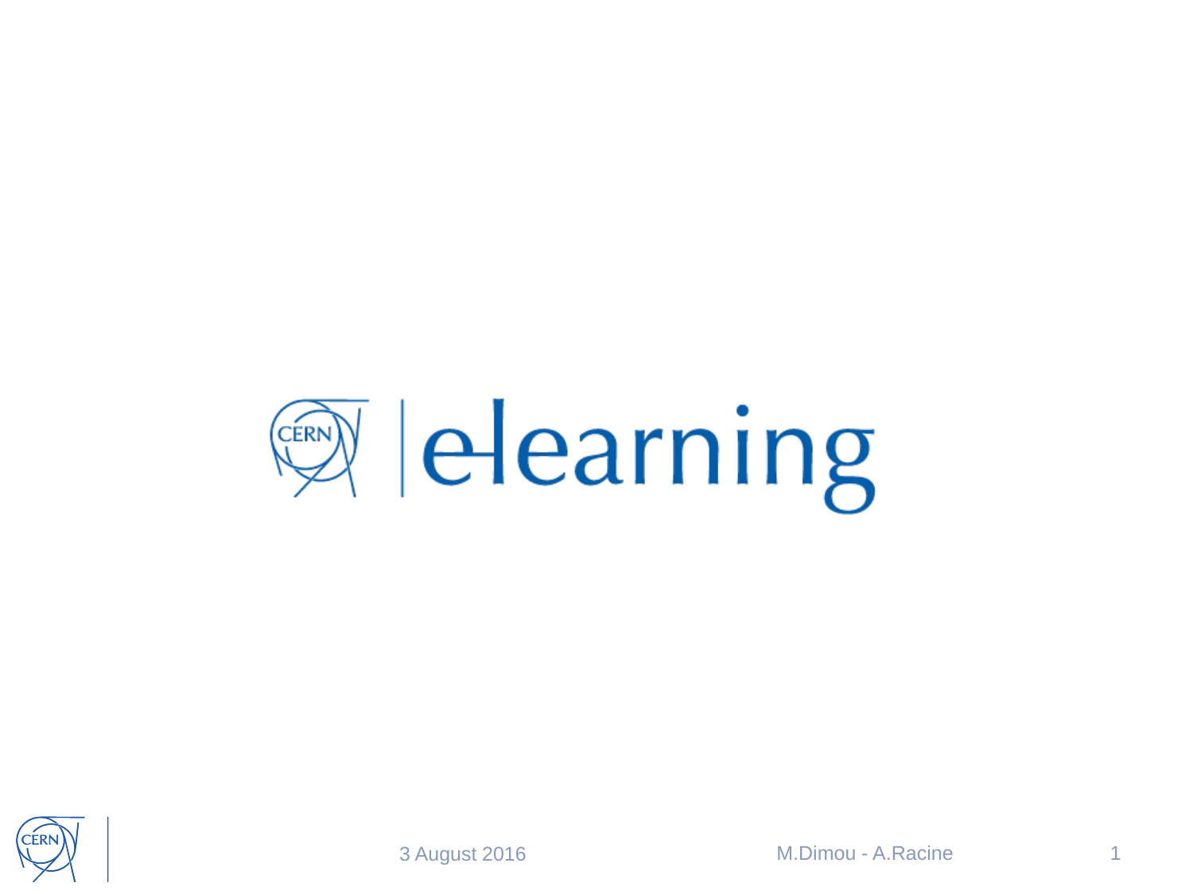# CERN | elearning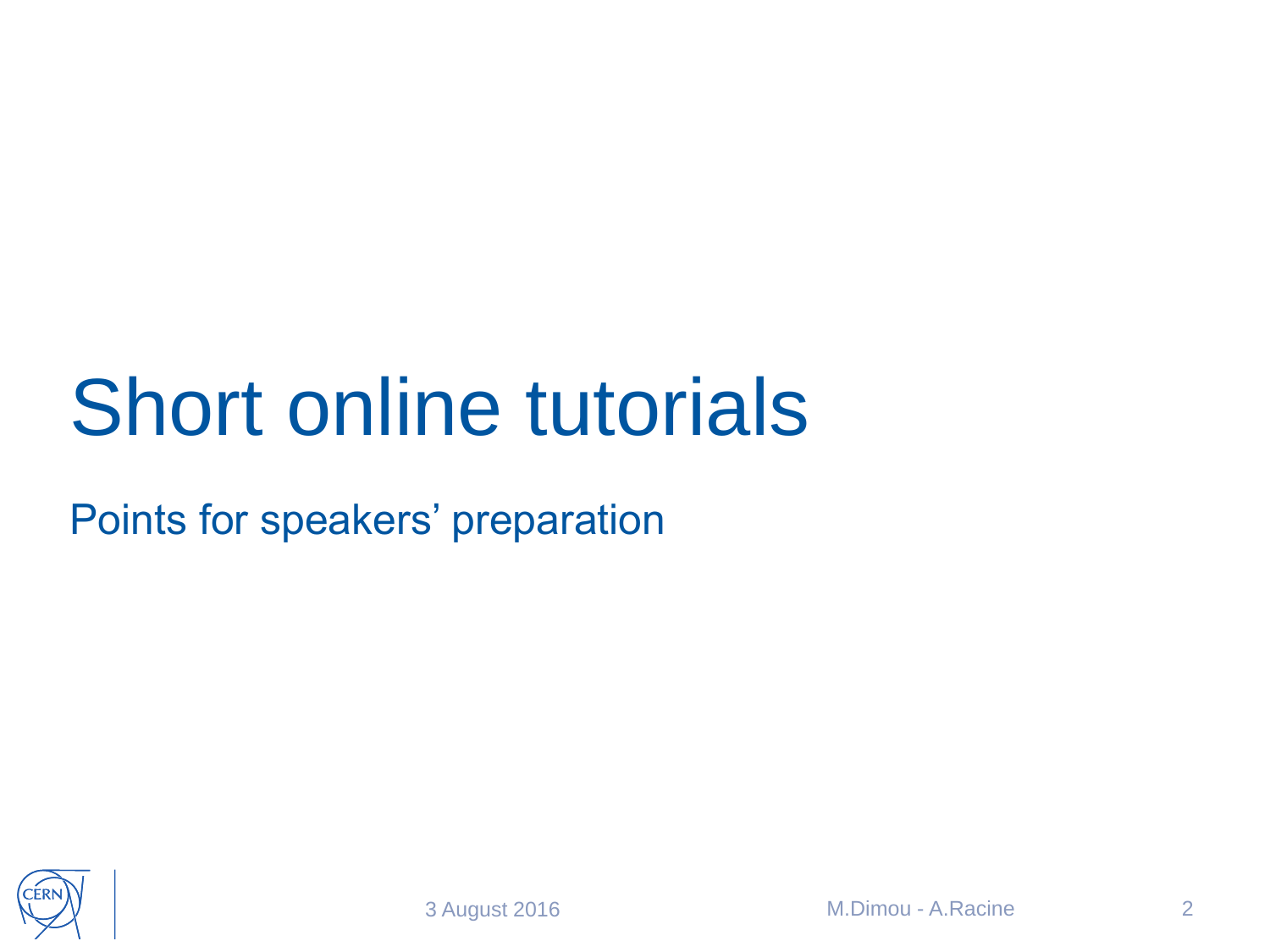# Short online tutorials

Points for speakers' preparation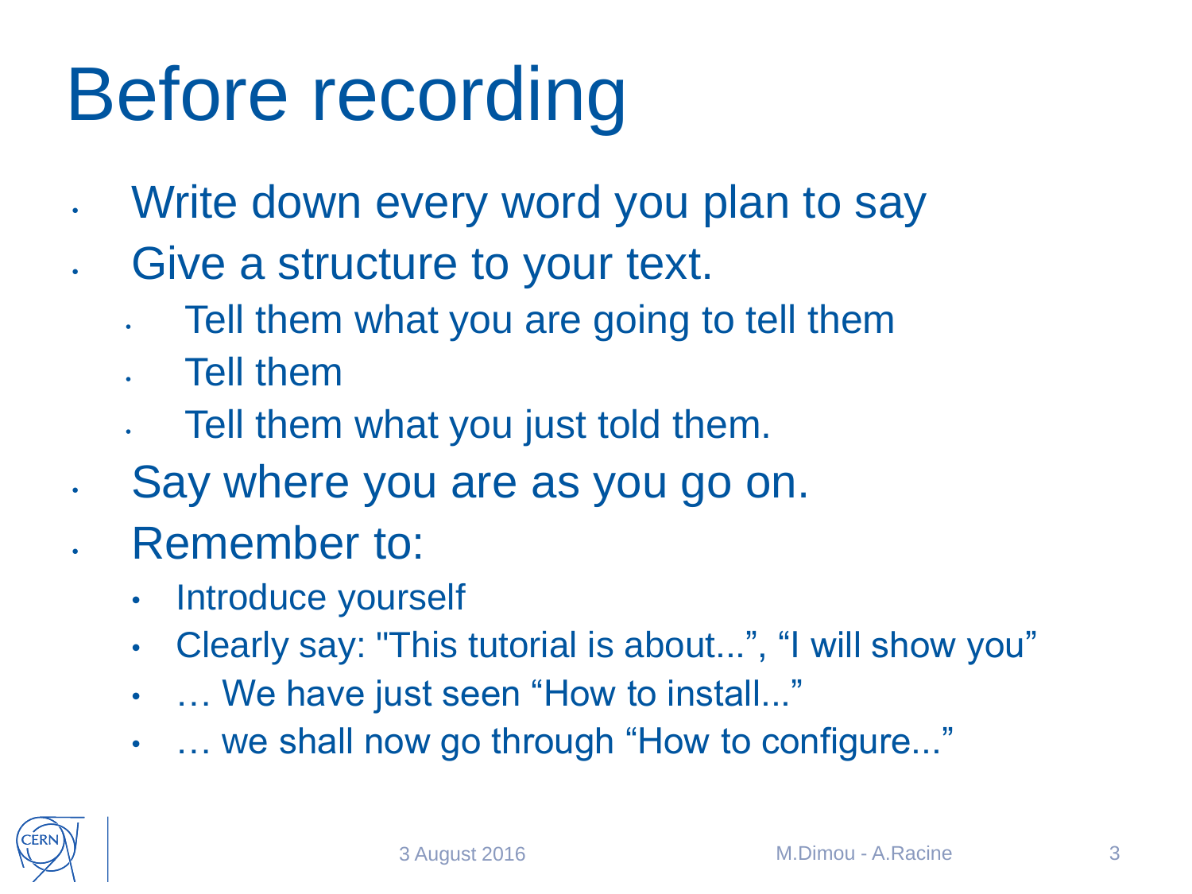# Before recording

- Write down every word you plan to say
- Give a structure to your text.
  - Tell them what you are going to tell them
  - Tell them
  - Tell them what you just told them.
- Say where you are as you go on.
- Remember to:
  - Introduce yourself
  - Clearly say: "This tutorial is about...", “I will show you”
  - … We have just seen “How to install...”
  - … we shall now go through “How to configure...”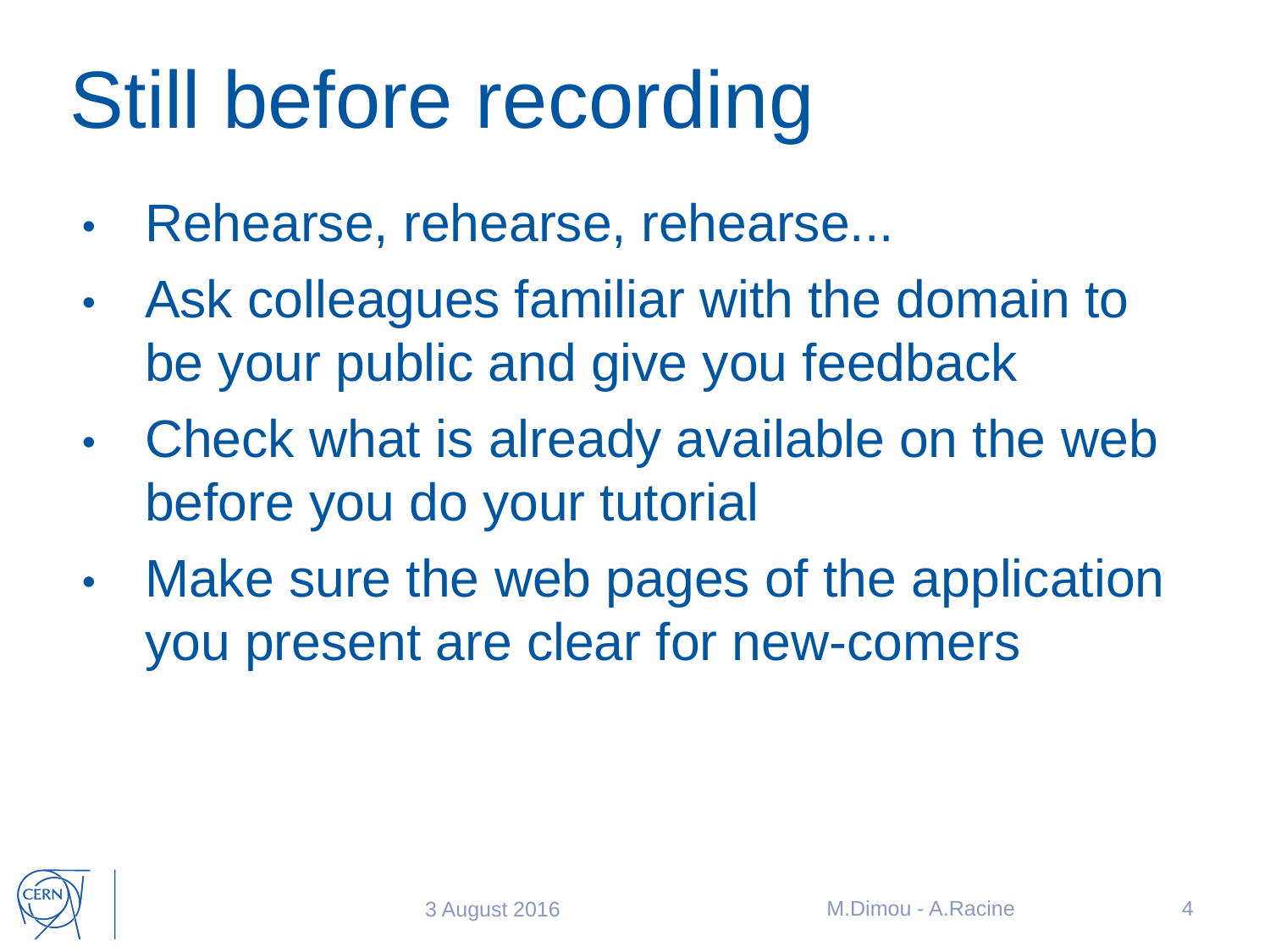# Still before recording

- Rehearse, rehearse, rehearse...
- Ask colleagues familiar with the domain to be your public and give you feedback
- Check what is already available on the web before you do your tutorial
- Make sure the web pages of the application you present are clear for new-comers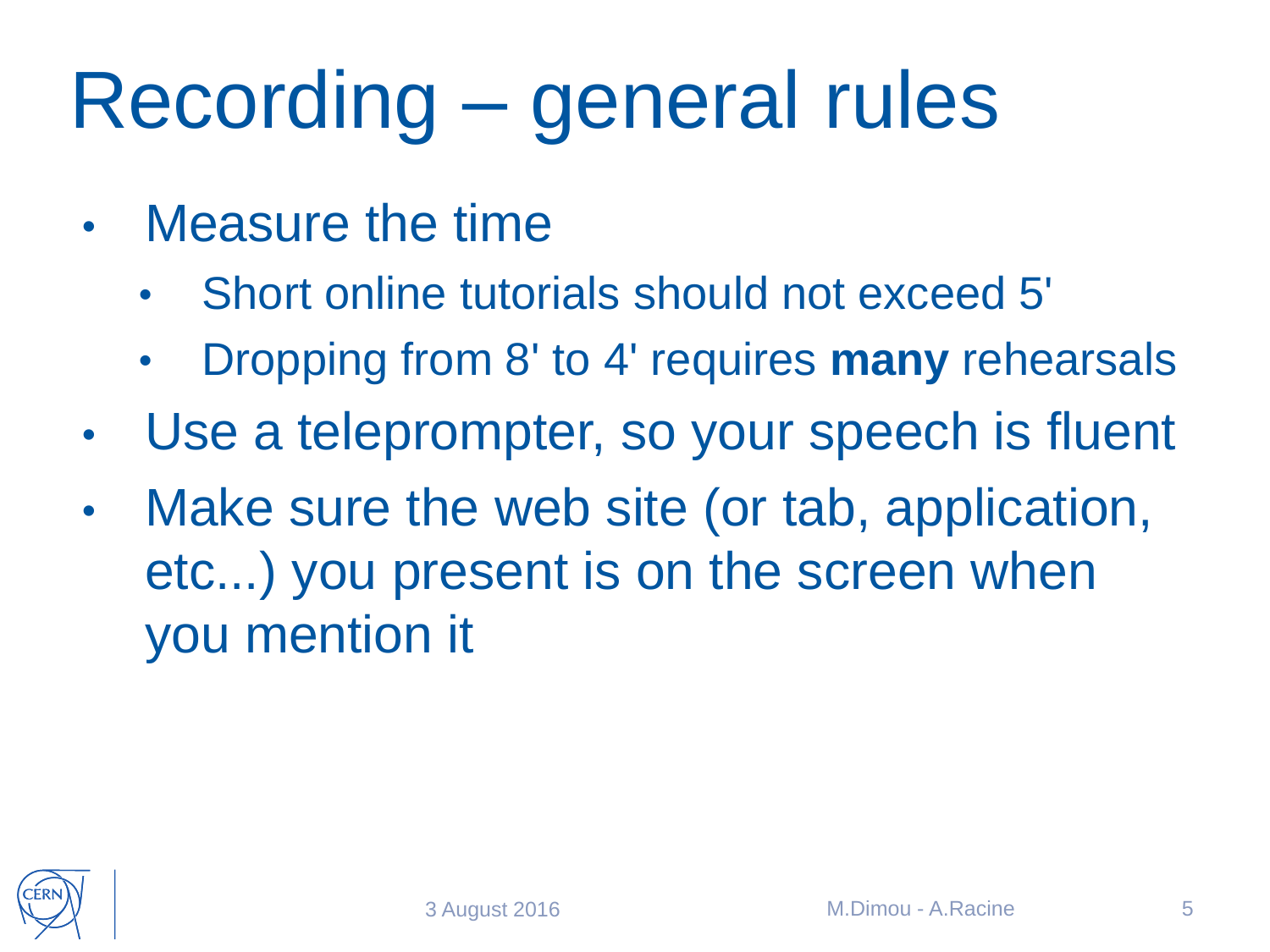# Recording – general rules

- Measure the time
  - Short online tutorials should not exceed 5'
  - Dropping from 8' to 4' requires **many** rehearsals
- Use a teleprompter, so your speech is fluent
- Make sure the web site (or tab, application, etc...) you present is on the screen when you mention it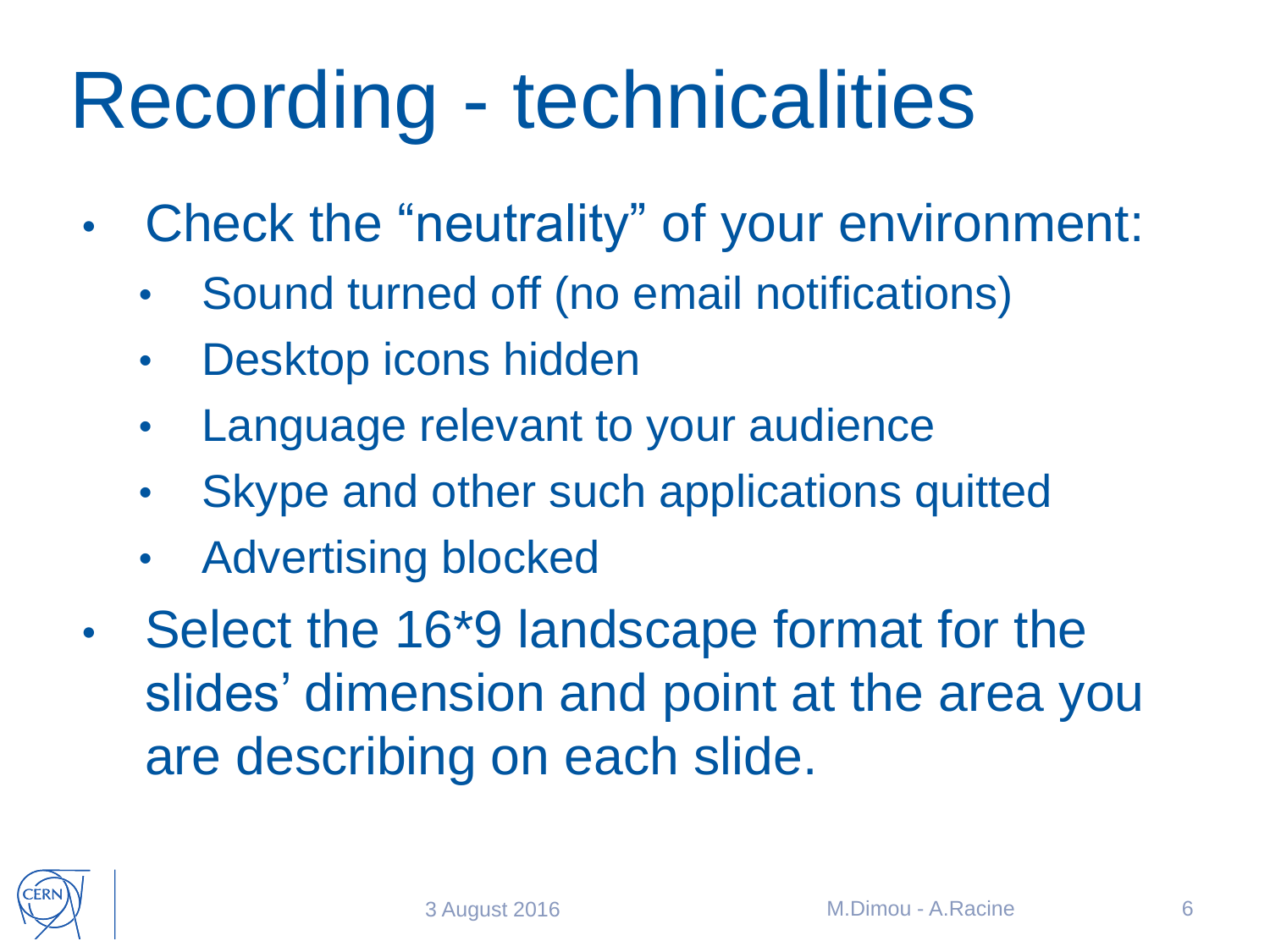# Recording - technicalities

- Check the "neutrality" of your environment:
  - Sound turned off (no email notifications)
  - Desktop icons hidden
  - Language relevant to your audience
  - Skype and other such applications quitted
  - Advertising blocked
- Select the 16*9 landscape format for the slides' dimension and point at the area you are describing on each slide.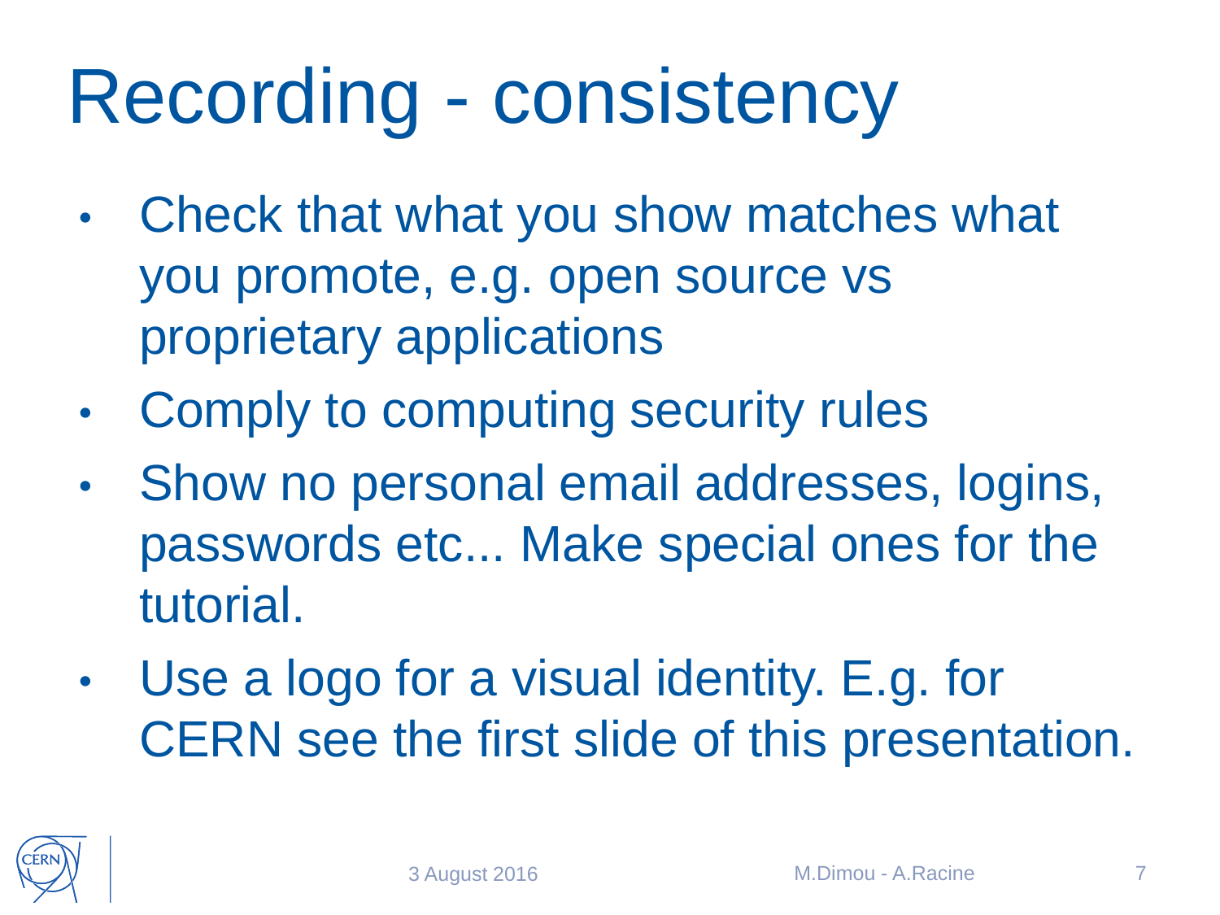# Recording - consistency

- Check that what you show matches what you promote, e.g. open source vs proprietary applications
- Comply to computing security rules
- Show no personal email addresses, logins, passwords etc... Make special ones for the tutorial.
- Use a logo for a visual identity. E.g. for CERN see the first slide of this presentation.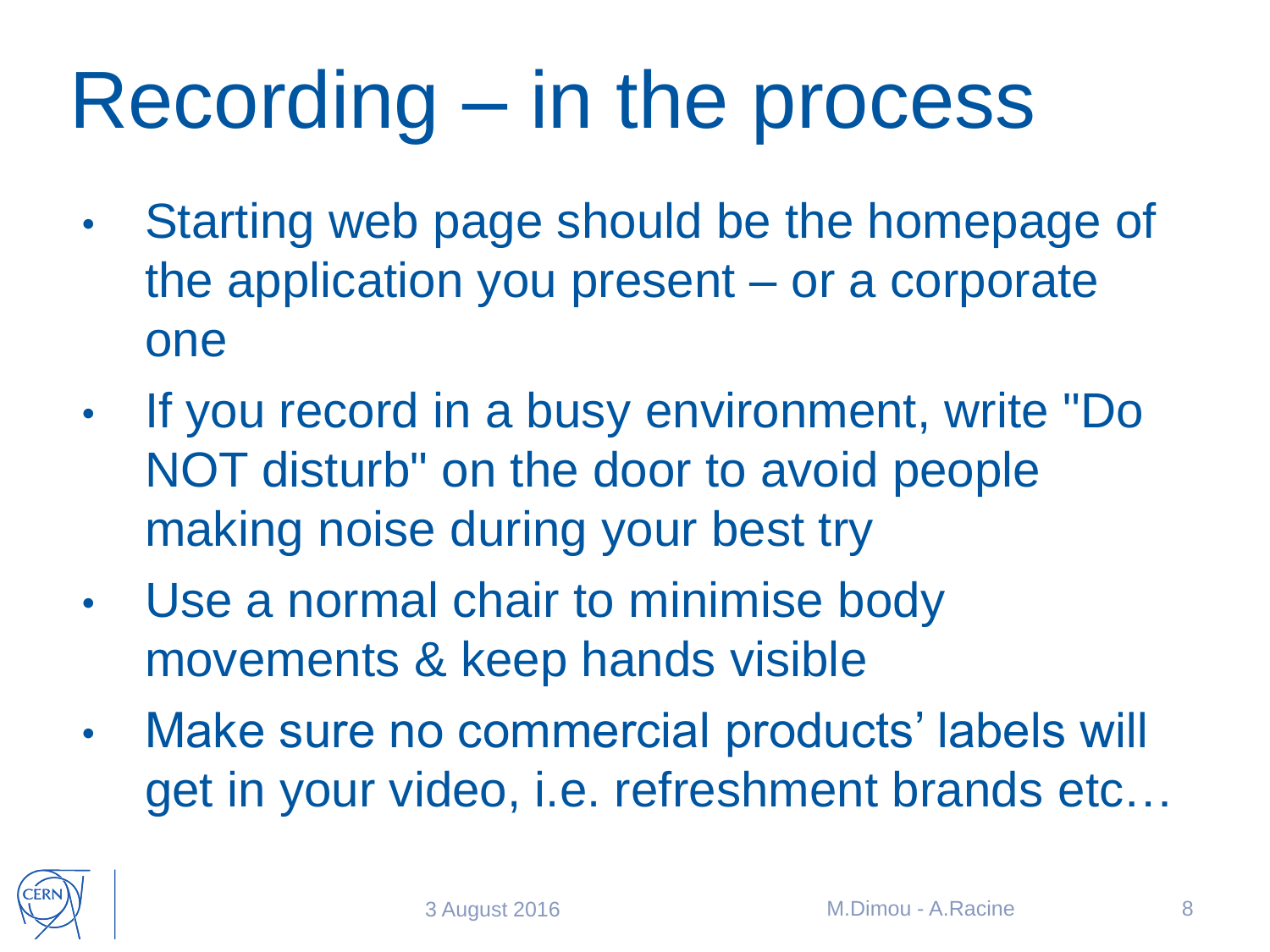# Recording – in the process

- Starting web page should be the homepage of the application you present – or a corporate one
- If you record in a busy environment, write "Do NOT disturb" on the door to avoid people making noise during your best try
- Use a normal chair to minimise body movements & keep hands visible
- Make sure no commercial products' labels will get in your video, i.e. refreshment brands etc…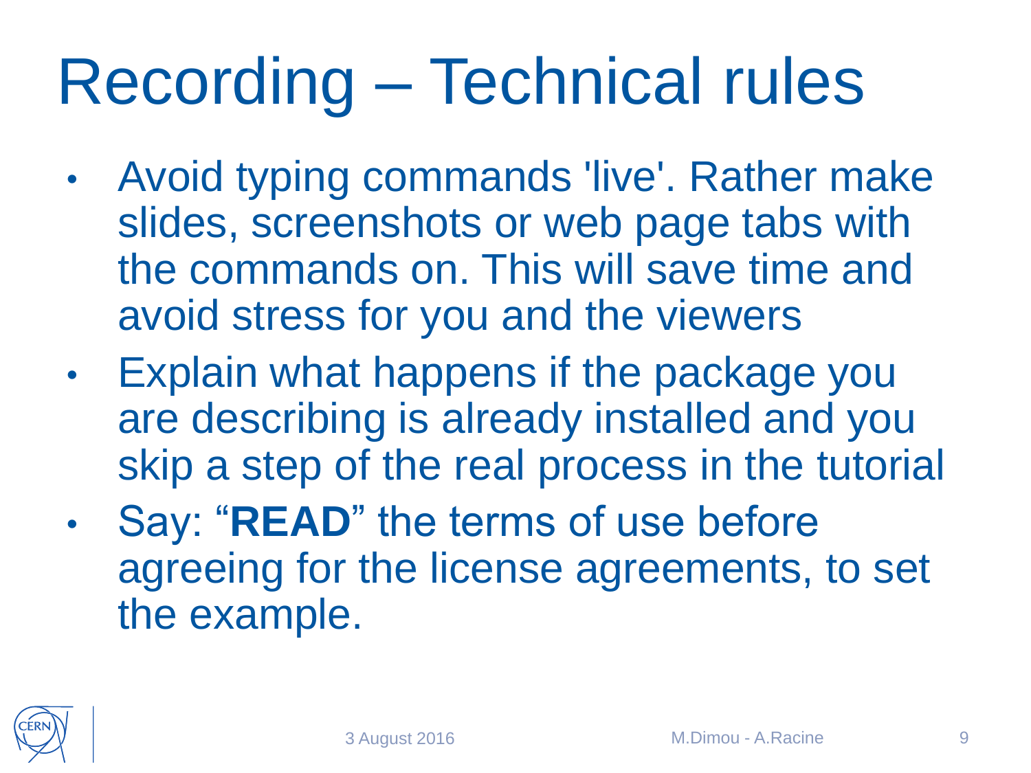# Recording – Technical rules

- Avoid typing commands 'live'. Rather make slides, screenshots or web page tabs with the commands on. This will save time and avoid stress for you and the viewers
- Explain what happens if the package you are describing is already installed and you skip a step of the real process in the tutorial
- Say: "**READ**" the terms of use before agreeing for the license agreements, to set the example.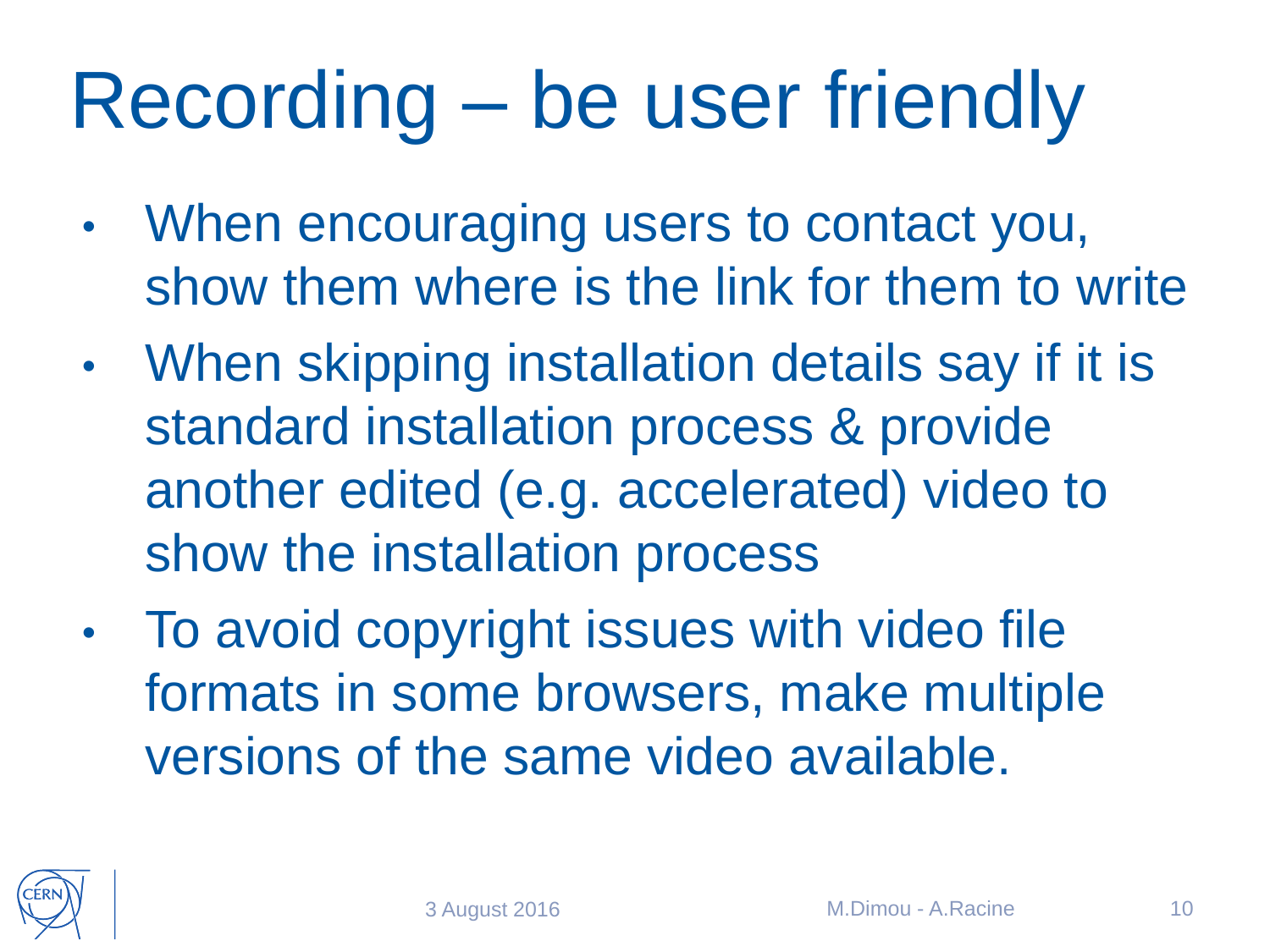# Recording – be user friendly

- When encouraging users to contact you, show them where is the link for them to write
- When skipping installation details say if it is standard installation process & provide another edited (e.g. accelerated) video to show the installation process
- To avoid copyright issues with video file formats in some browsers, make multiple versions of the same video available.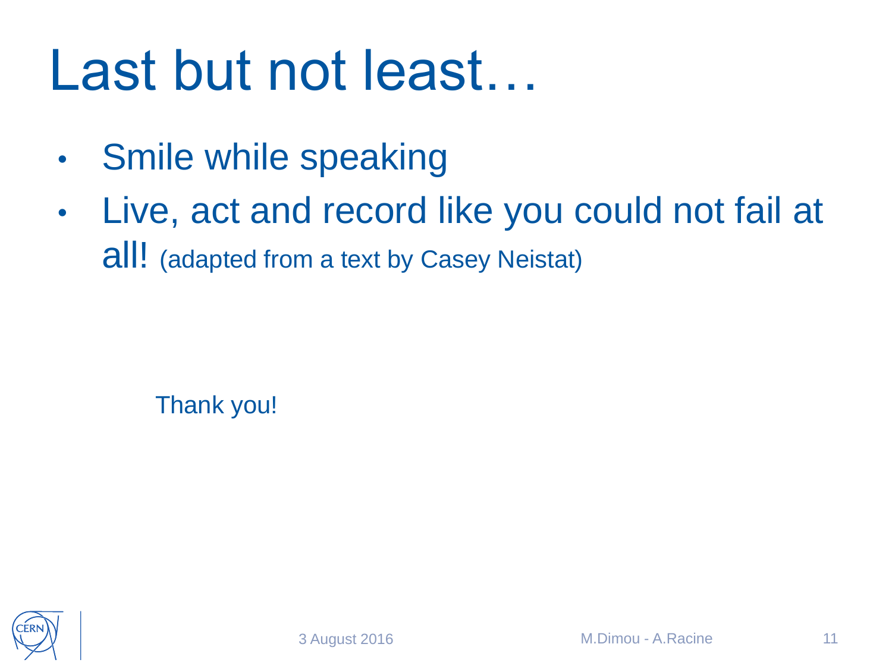# Last but not least…

- Smile while speaking
- Live, act and record like you could not fail at all! (adapted from a text by Casey Neistat)

Thank you!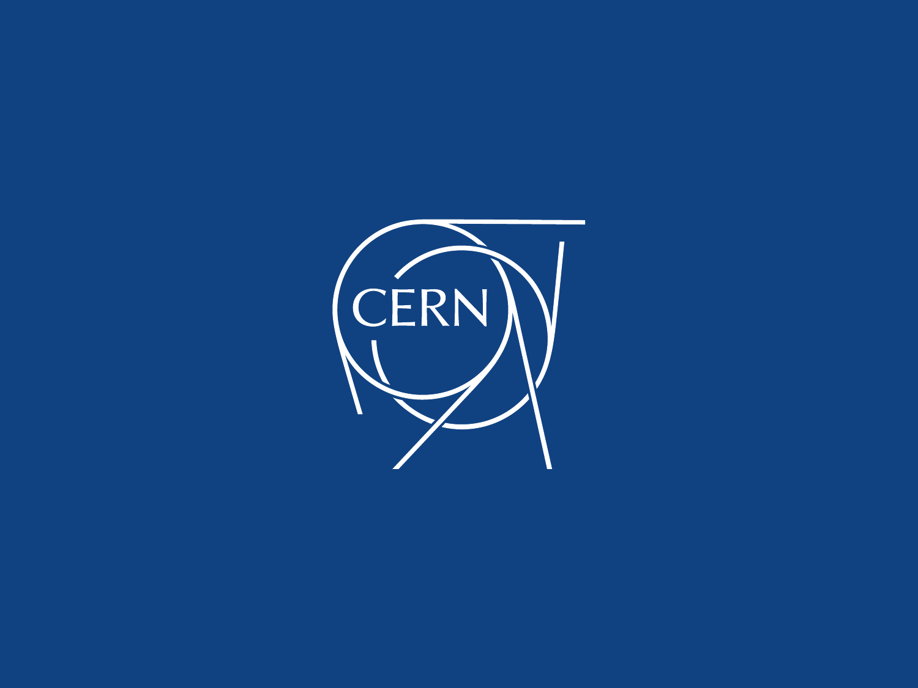CERN